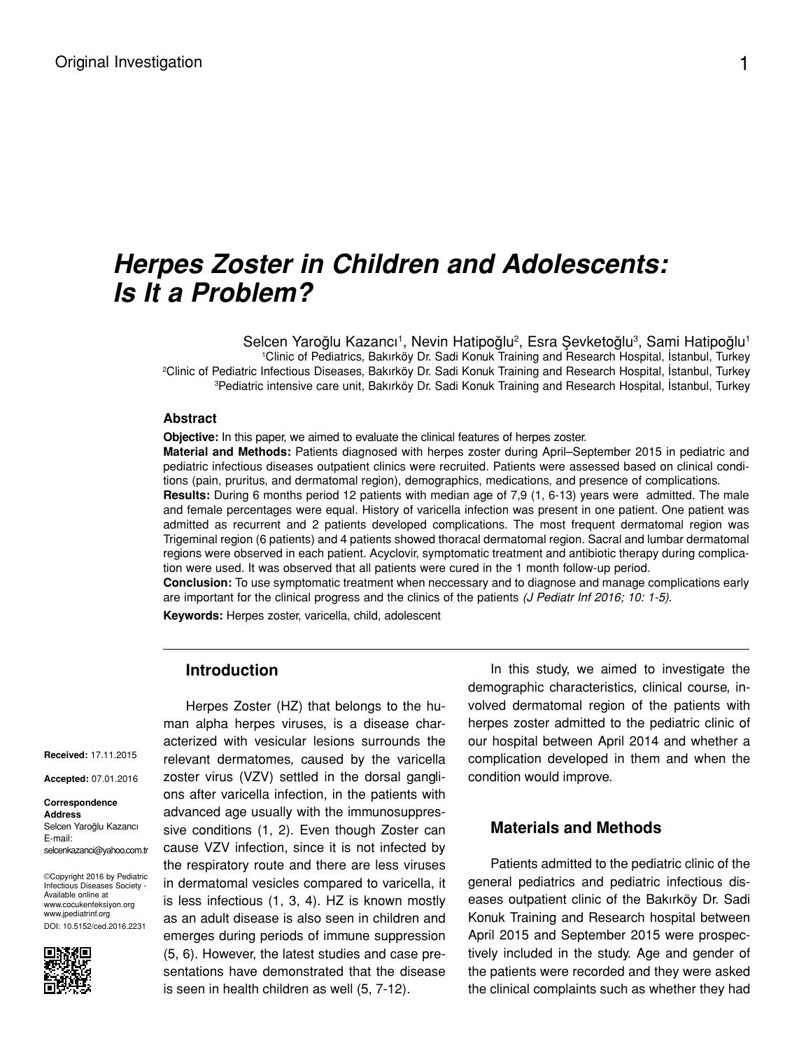Original Investigation

# Herpes Zoster in Children and Adolescents: Is It a Problem?

Selcen Yaroğlu Kazancı[1], Nevin Hatipoğlu[2], Esra Şevketoğlu[3], Sami Hatipoğlu[1]

[1]Clinic of Pediatrics, Bakırköy Dr. Sadi Konuk Training and Research Hospital, İstanbul, Turkey
[2]Clinic of Pediatric Infectious Diseases, Bakırköy Dr. Sadi Konuk Training and Research Hospital, İstanbul, Turkey
[3]Pediatric intensive care unit, Bakırköy Dr. Sadi Konuk Training and Research Hospital, İstanbul, Turkey

### Abstract

**Objective:** In this paper, we aimed to evaluate the clinical features of herpes zoster.

**Material and Methods:** Patients diagnosed with herpes zoster during April–September 2015 in pediatric and pediatric infectious diseases outpatient clinics were recruited. Patients were assessed based on clinical conditions (pain, pruritus, and dermatomal region), demographics, medications, and presence of complications.

**Results:** During 6 months period 12 patients with median age of 7,9 (1, 6-13) years were admitted. The male and female percentages were equal. History of varicella infection was present in one patient. One patient was admitted as recurrent and 2 patients developed complications. The most frequent dermatomal region was Trigeminal region (6 patients) and 4 patients showed thoracal dermatomal region. Sacral and lumbar dermatomal regions were observed in each patient. Acyclovir, symptomatic treatment and antibiotic therapy during complication were used. It was observed that all patients were cured in the 1 month follow-up period.

**Conclusion:** To use symptomatic treatment when neccessary and to diagnose and manage complications early are important for the clinical progress and the clinics of the patients *(J Pediatr Inf 2016; 10: 1-5)*.

**Keywords:** Herpes zoster, varicella, child, adolescent

**Received:** 17.11.2015

**Accepted:** 07.01.2016

**Correspondence Address**
Selcen Yaroğlu Kazancı
E-mail: selcenkazanci@yahoo.com.tr

©Copyright 2016 by Pediatric Infectious Diseases Society - Available online at www.cocukenfeksiyon.org www.jpediatrinf.org
DOI: 10.5152/ced.2016.2231

## Introduction

Herpes Zoster (HZ) that belongs to the human alpha herpes viruses, is a disease characterized with vesicular lesions surrounds the relevant dermatomes, caused by the varicella zoster virus (VZV) settled in the dorsal ganglions after varicella infection, in the patients with advanced age usually with the immunosuppressive conditions (1, 2). Even though Zoster can cause VZV infection, since it is not infected by the respiratory route and there are less viruses in dermatomal vesicles compared to varicella, it is less infectious (1, 3, 4). HZ is known mostly as an adult disease is also seen in children and emerges during periods of immune suppression (5, 6). However, the latest studies and case presentations have demonstrated that the disease is seen in health children as well (5, 7-12).

In this study, we aimed to investigate the demographic characteristics, clinical course, involved dermatomal region of the patients with herpes zoster admitted to the pediatric clinic of our hospital between April 2014 and whether a complication developed in them and when the condition would improve.

## Materials and Methods

Patients admitted to the pediatric clinic of the general pediatrics and pediatric infectious diseases outpatient clinic of the Bakırköy Dr. Sadi Konuk Training and Research hospital between April 2015 and September 2015 were prospectively included in the study. Age and gender of the patients were recorded and they were asked the clinical complaints such as whether they had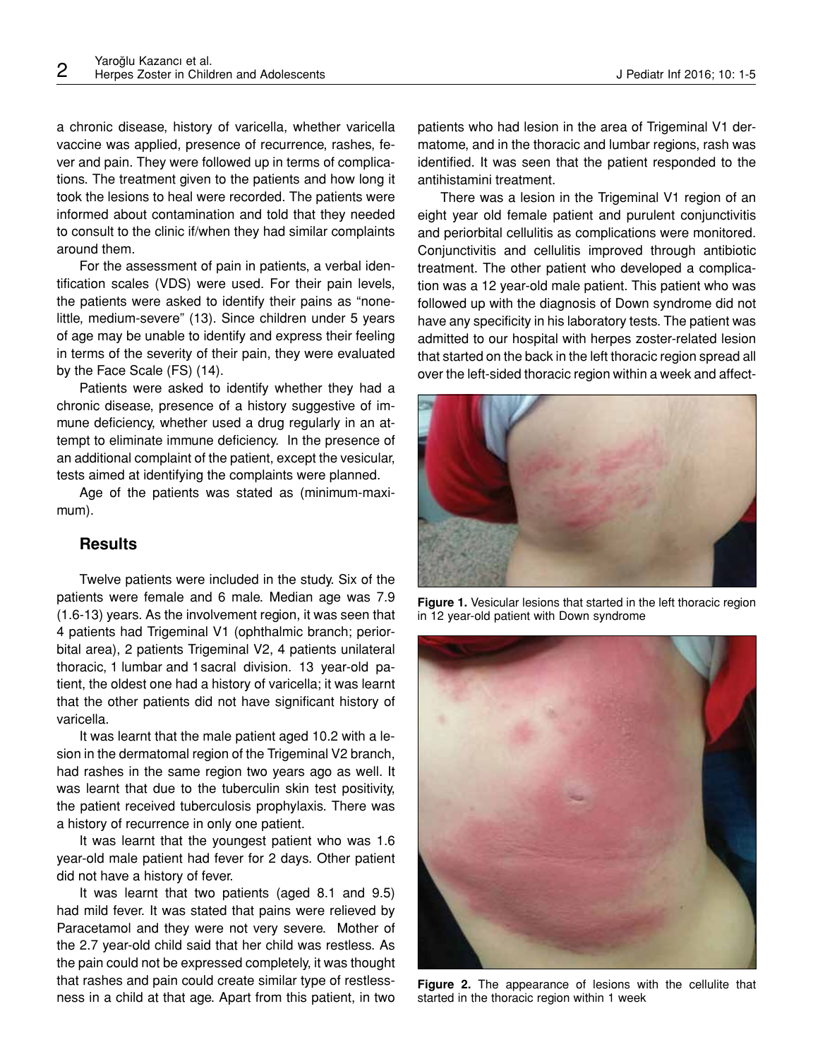a chronic disease, history of varicella, whether varicella vaccine was applied, presence of recurrence, rashes, fever and pain. They were followed up in terms of complications. The treatment given to the patients and how long it took the lesions to heal were recorded. The patients were informed about contamination and told that they needed to consult to the clinic if/when they had similar complaints around them.

For the assessment of pain in patients, a verbal identification scales (VDS) were used. For their pain levels, the patients were asked to identify their pains as "none-little, medium-severe" (13). Since children under 5 years of age may be unable to identify and express their feeling in terms of the severity of their pain, they were evaluated by the Face Scale (FS) (14).

Patients were asked to identify whether they had a chronic disease, presence of a history suggestive of immune deficiency, whether used a drug regularly in an attempt to eliminate immune deficiency. In the presence of an additional complaint of the patient, except the vesicular, tests aimed at identifying the complaints were planned.

Age of the patients was stated as (minimum-maximum).

## Results

Twelve patients were included in the study. Six of the patients were female and 6 male. Median age was 7.9 (1.6-13) years. As the involvement region, it was seen that 4 patients had Trigeminal V1 (ophthalmic branch; periorbital area), 2 patients Trigeminal V2, 4 patients unilateral thoracic, 1 lumbar and 1 sacral division. 13 year-old patient, the oldest one had a history of varicella; it was learnt that the other patients did not have significant history of varicella.

It was learnt that the male patient aged 10.2 with a lesion in the dermatomal region of the Trigeminal V2 branch, had rashes in the same region two years ago as well. It was learnt that due to the tuberculin skin test positivity, the patient received tuberculosis prophylaxis. There was a history of recurrence in only one patient.

It was learnt that the youngest patient who was 1.6 year-old male patient had fever for 2 days. Other patient did not have a history of fever.

It was learnt that two patients (aged 8.1 and 9.5) had mild fever. It was stated that pains were relieved by Paracetamol and they were not very severe. Mother of the 2.7 year-old child said that her child was restless. As the pain could not be expressed completely, it was thought that rashes and pain could create similar type of restlessness in a child at that age. Apart from this patient, in two patients who had lesion in the area of Trigeminal V1 dermatome, and in the thoracic and lumbar regions, rash was identified. It was seen that the patient responded to the antihistamini treatment.

There was a lesion in the Trigeminal V1 region of an eight year old female patient and purulent conjunctivitis and periorbital cellulitis as complications were monitored. Conjunctivitis and cellulitis improved through antibiotic treatment. The other patient who developed a complication was a 12 year-old male patient. This patient who was followed up with the diagnosis of Down syndrome did not have any specificity in his laboratory tests. The patient was admitted to our hospital with herpes zoster-related lesion that started on the back in the left thoracic region spread all over the left-sided thoracic region within a week and affect-

**Figure 1.** Vesicular lesions that started in the left thoracic region in 12 year-old patient with Down syndrome

**Figure 2.** The appearance of lesions with the cellulite that started in the thoracic region within 1 week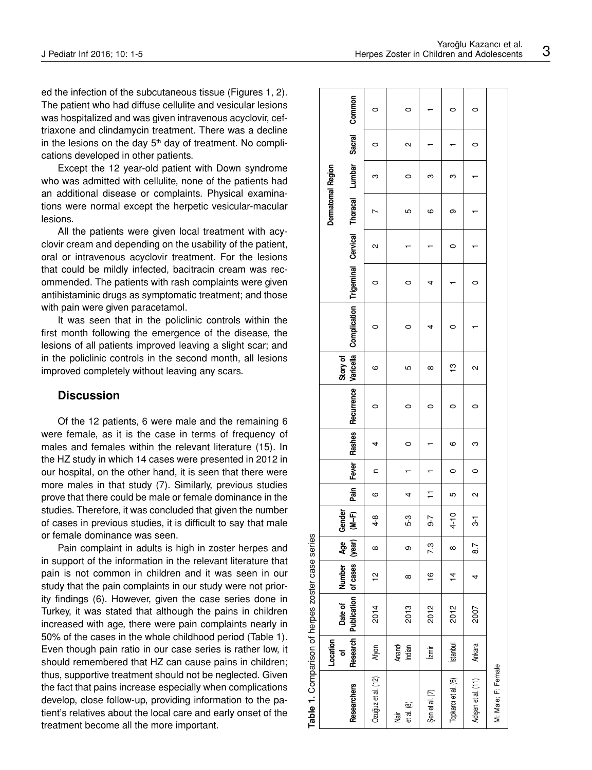ed the infection of the subcutaneous tissue (Figures 1, 2). The patient who had diffuse cellulite and vesicular lesions was hospitalized and was given intravenous acyclovir, ceftriaxone and clindamycin treatment. There was a decline in the lesions on the day 5th day of treatment. No complications developed in other patients.

Except the 12 year-old patient with Down syndrome who was admitted with cellulite, none of the patients had an additional disease or complaints. Physical examinations were normal except the herpetic vesicular-macular lesions.

All the patients were given local treatment with acyclovir cream and depending on the usability of the patient, oral or intravenous acyclovir treatment. For the lesions that could be mildly infected, bacitracin cream was recommended. The patients with rash complaints were given antihistaminic drugs as symptomatic treatment; and those with pain were given paracetamol.

It was seen that in the policlinic controls within the first month following the emergence of the disease, the lesions of all patients improved leaving a slight scar; and in the policlinic controls in the second month, all lesions improved completely without leaving any scars.

## Discussion

Of the 12 patients, 6 were male and the remaining 6 were female, as it is the case in terms of frequency of males and females within the relevant literature (15). In the HZ study in which 14 cases were presented in 2012 in our hospital, on the other hand, it is seen that there were more males in that study (7). Similarly, previous studies prove that there could be male or female dominance in the studies. Therefore, it was concluded that given the number of cases in previous studies, it is difficult to say that male or female dominance was seen.

Pain complaint in adults is high in zoster herpes and in support of the information in the relevant literature that pain is not common in children and it was seen in our study that the pain complaints in our study were not priority findings (6). However, given the case series done in Turkey, it was stated that although the pains in children increased with age, there were pain complaints nearly in 50% of the cases in the whole childhood period (Table 1). Even though pain ratio in our case series is rather low, it should remembered that HZ can cause pains in children; thus, supportive treatment should not be neglected. Given the fact that pains increase especially when complications develop, close follow-up, providing information to the patient's relatives about the local care and early onset of the treatment become all the more important.

**Table 1.** Comparison of herpes zoster case series

| Researchers | Location of Research | Date of Publication | Number of cases | Age (year) | Gender (M-F) | Pain | Fever | Rashes | Recurrence | Story of Varicella | Complication | Dermatomal Region | | | | | | |
|---|---|---|---|---|---|---|---|---|---|---|---|---|---|---|---|---|---|---|
| | | | | | | | | | | | | Trigeminal | Cervical | Thoracal | Lumbar | Sacral | Common |
| Özuğuz et al. (12) | Afyon | 2014 | 12 | 8 | 4-8 | 6 | n | 4 | 0 | 6 | 0 | 0 | 2 | 7 | 3 | 0 | 0 |
| Nair et al. (8) | Anand/ Indian | 2013 | 8 | 9 | 5-3 | 4 | 1 | 0 | 0 | 5 | 0 | 0 | 1 | 5 | 0 | 2 | 0 |
| Şen et al. (7) | İzmir | 2012 | 16 | 7.3 | 9-7 | 11 | 1 | 1 | 0 | 8 | 4 | 4 | 1 | 6 | 3 | 1 | 1 |
| Topkarcı et al. (6) | İstanbul | 2012 | 14 | 8 | 4-10 | 5 | 0 | 6 | 0 | 13 | 0 | 1 | 0 | 9 | 3 | 1 | 0 |
| Adışen et al. (11) | Ankara | 2007 | 4 | 8.7 | 3-1 | 2 | 0 | 3 | 0 | 2 | 1 | 0 | 1 | 1 | 1 | 0 | 0 |

M: Male; F: Female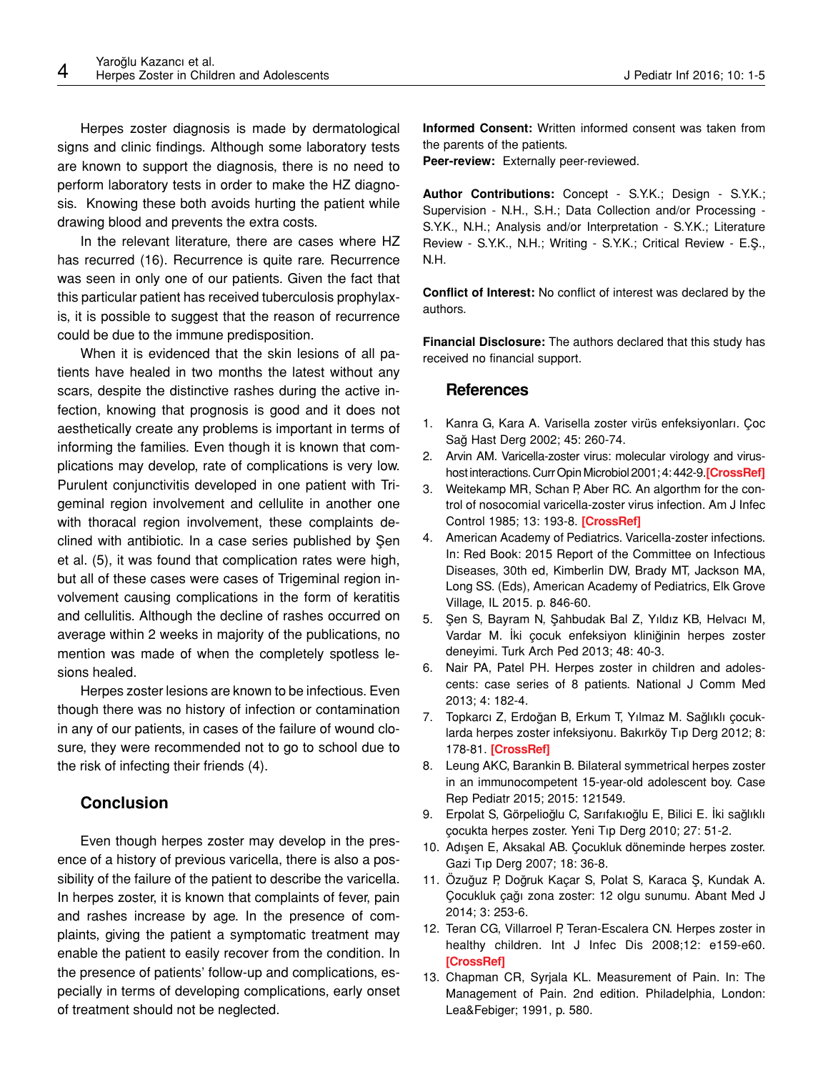Herpes zoster diagnosis is made by dermatological signs and clinic findings. Although some laboratory tests are known to support the diagnosis, there is no need to perform laboratory tests in order to make the HZ diagnosis. Knowing these both avoids hurting the patient while drawing blood and prevents the extra costs.

In the relevant literature, there are cases where HZ has recurred (16). Recurrence is quite rare. Recurrence was seen in only one of our patients. Given the fact that this particular patient has received tuberculosis prophylaxis, it is possible to suggest that the reason of recurrence could be due to the immune predisposition.

When it is evidenced that the skin lesions of all patients have healed in two months the latest without any scars, despite the distinctive rashes during the active infection, knowing that prognosis is good and it does not aesthetically create any problems is important in terms of informing the families. Even though it is known that complications may develop, rate of complications is very low. Purulent conjunctivitis developed in one patient with Trigeminal region involvement and cellulite in another one with thoracal region involvement, these complaints declined with antibiotic. In a case series published by Şen et al. (5), it was found that complication rates were high, but all of these cases were cases of Trigeminal region involvement causing complications in the form of keratitis and cellulitis. Although the decline of rashes occurred on average within 2 weeks in majority of the publications, no mention was made of when the completely spotless lesions healed.

Herpes zoster lesions are known to be infectious. Even though there was no history of infection or contamination in any of our patients, in cases of the failure of wound closure, they were recommended not to go to school due to the risk of infecting their friends (4).

## Conclusion

Even though herpes zoster may develop in the presence of a history of previous varicella, there is also a possibility of the failure of the patient to describe the varicella. In herpes zoster, it is known that complaints of fever, pain and rashes increase by age. In the presence of complaints, giving the patient a symptomatic treatment may enable the patient to easily recover from the condition. In the presence of patients' follow-up and complications, especially in terms of developing complications, early onset of treatment should not be neglected.

**Informed Consent:** Written informed consent was taken from the parents of the patients.

**Peer-review:** Externally peer-reviewed.

**Author Contributions:** Concept - S.Y.K.; Design - S.Y.K.; Supervision - N.H., S.H.; Data Collection and/or Processing - S.Y.K., N.H.; Analysis and/or Interpretation - S.Y.K.; Literature Review - S.Y.K., N.H.; Writing - S.Y.K.; Critical Review - E.Ş., N.H.

**Conflict of Interest:** No conflict of interest was declared by the authors.

**Financial Disclosure:** The authors declared that this study has received no financial support.

## References

1. Kanra G, Kara A. Varisella zoster virüs enfeksiyonları. Çoc Sağ Hast Derg 2002; 45: 260-74.
2. Arvin AM. Varicella-zoster virus: molecular virology and virus-host interactions. Curr Opin Microbiol 2001; 4: 442-9. [CrossRef]
3. Weitekamp MR, Schan P, Aber RC. An algorthm for the control of nosocomial varicella-zoster virus infection. Am J Infec Control 1985; 13: 193-8. [CrossRef]
4. American Academy of Pediatrics. Varicella-zoster infections. In: Red Book: 2015 Report of the Committee on Infectious Diseases, 30th ed, Kimberlin DW, Brady MT, Jackson MA, Long SS. (Eds), American Academy of Pediatrics, Elk Grove Village, IL 2015. p. 846-60.
5. Şen S, Bayram N, Şahbudak Bal Z, Yıldız KB, Helvacı M, Vardar M. İki çocuk enfeksiyon kliniğinin herpes zoster deneyimi. Turk Arch Ped 2013; 48: 40-3.
6. Nair PA, Patel PH. Herpes zoster in children and adolescents: case series of 8 patients. National J Comm Med 2013; 4: 182-4.
7. Topkarcı Z, Erdoğan B, Erkum T, Yılmaz M. Sağlıklı çocuklarda herpes zoster infeksiyonu. Bakırköy Tıp Derg 2012; 8: 178-81. [CrossRef]
8. Leung AKC, Barankin B. Bilateral symmetrical herpes zoster in an immunocompetent 15-year-old adolescent boy. Case Rep Pediatr 2015; 2015: 121549.
9. Erpolat S, Görpelioğlu C, Sarıfakıoğlu E, Bilici E. İki sağlıklı çocukta herpes zoster. Yeni Tıp Derg 2010; 27: 51-2.
10. Adışen E, Aksakal AB. Çocukluk döneminde herpes zoster. Gazi Tıp Derg 2007; 18: 36-8.
11. Özuğuz P, Doğruk Kaçar S, Polat S, Karaca Ş, Kundak A. Çocukluk çağı zona zoster: 12 olgu sunumu. Abant Med J 2014; 3: 253-6.
12. Teran CG, Villarroel P, Teran-Escalera CN. Herpes zoster in healthy children. Int J Infec Dis 2008;12: e159-e60. [CrossRef]
13. Chapman CR, Syrjala KL. Measurement of Pain. In: The Management of Pain. 2nd edition. Philadelphia, London: Lea&Febiger; 1991, p. 580.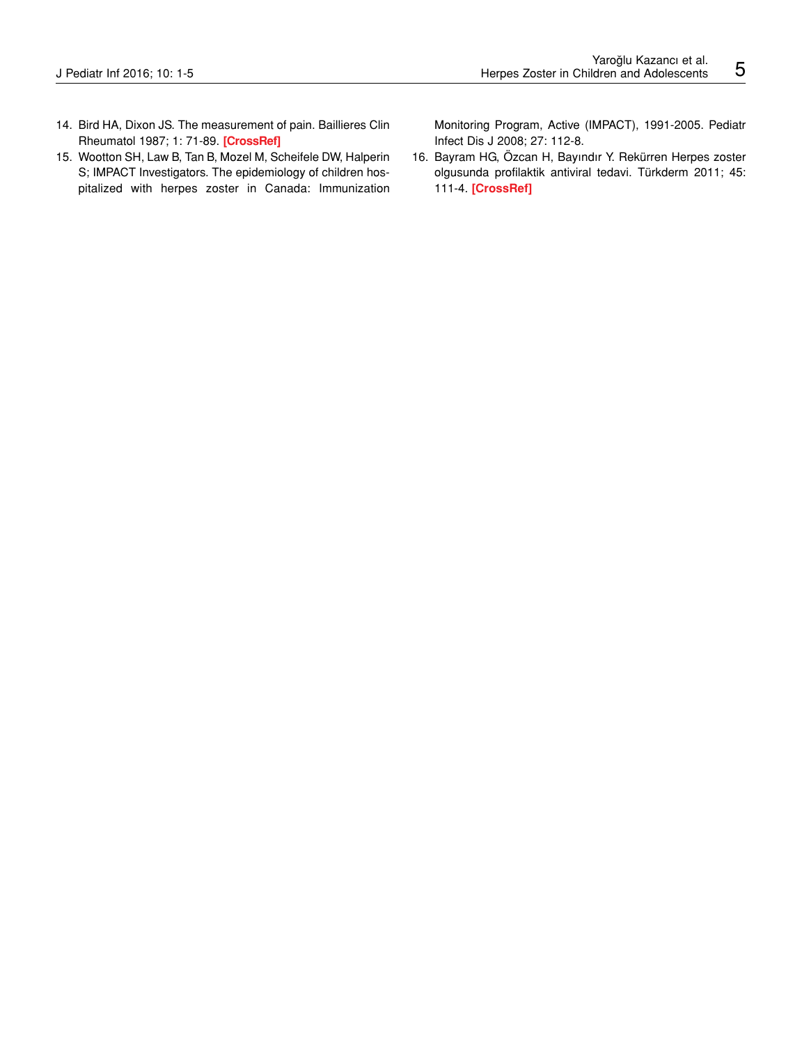14. Bird HA, Dixon JS. The measurement of pain. Baillieres Clin Rheumatol 1987; 1: 71-89. [CrossRef]
15. Wootton SH, Law B, Tan B, Mozel M, Scheifele DW, Halperin S; IMPACT Investigators. The epidemiology of children hospitalized with herpes zoster in Canada: Immunization Monitoring Program, Active (IMPACT), 1991-2005. Pediatr Infect Dis J 2008; 27: 112-8.
16. Bayram HG, Özcan H, Bayındır Y. Rekürren Herpes zoster olgusunda profilaktik antiviral tedavi. Türkderm 2011; 45: 111-4. [CrossRef]